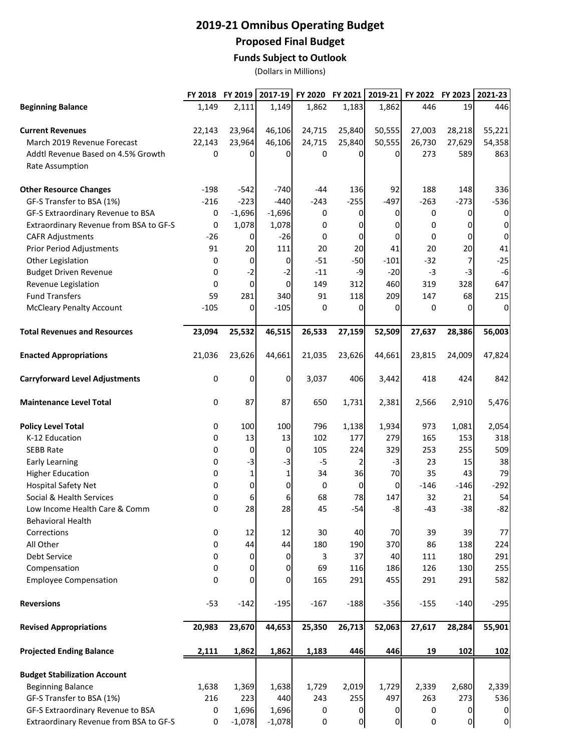# 2019-21 Omnibus Operating Budget

## Proposed Final Budget

### Funds Subject to Outlook

(Dollars in Millions)

| | FY 2018 | FY 2019 | 2017-19 | FY 2020 | FY 2021 | 2019-21 | FY 2022 | FY 2023 | 2021-23 |
|---|---|---|---|---|---|---|---|---|---|
| **Beginning Balance** | 1,149 | 2,111 | 1,149 | 1,862 | 1,183 | 1,862 | 446 | 19 | 446 |
| | | | | | | | | | |
| **Current Revenues** | 22,143 | 23,964 | 46,106 | 24,715 | 25,840 | 50,555 | 27,003 | 28,218 | 55,221 |
| March 2019 Revenue Forecast | 22,143 | 23,964 | 46,106 | 24,715 | 25,840 | 50,555 | 26,730 | 27,629 | 54,358 |
| Addtl Revenue Based on 4.5% Growth Rate Assumption | 0 | 0 | 0 | 0 | 0 | 0 | 273 | 589 | 863 |
| | | | | | | | | | |
| **Other Resource Changes** | -198 | -542 | -740 | -44 | 136 | 92 | 188 | 148 | 336 |
| GF-S Transfer to BSA (1%) | -216 | -223 | -440 | -243 | -255 | -497 | -263 | -273 | -536 |
| GF-S Extraordinary Revenue to BSA | 0 | -1,696 | -1,696 | 0 | 0 | 0 | 0 | 0 | 0 |
| Extraordinary Revenue from BSA to GF-S | 0 | 1,078 | 1,078 | 0 | 0 | 0 | 0 | 0 | 0 |
| CAFR Adjustments | -26 | 0 | -26 | 0 | 0 | 0 | 0 | 0 | 0 |
| Prior Period Adjustments | 91 | 20 | 111 | 20 | 20 | 41 | 20 | 20 | 41 |
| Other Legislation | 0 | 0 | 0 | -51 | -50 | -101 | -32 | 7 | -25 |
| Budget Driven Revenue | 0 | -2 | -2 | -11 | -9 | -20 | -3 | -3 | -6 |
| Revenue Legislation | 0 | 0 | 0 | 149 | 312 | 460 | 319 | 328 | 647 |
| Fund Transfers | 59 | 281 | 340 | 91 | 118 | 209 | 147 | 68 | 215 |
| McCleary Penalty Account | -105 | 0 | -105 | 0 | 0 | 0 | 0 | 0 | 0 |
| | | | | | | | | | |
| **Total Revenues and Resources** | **23,094** | **25,532** | **46,515** | **26,533** | **27,159** | **52,509** | **27,637** | **28,386** | **56,003** |
| | | | | | | | | | |
| **Enacted Appropriations** | 21,036 | 23,626 | 44,661 | 21,035 | 23,626 | 44,661 | 23,815 | 24,009 | 47,824 |
| | | | | | | | | | |
| **Carryforward Level Adjustments** | 0 | 0 | 0 | 3,037 | 406 | 3,442 | 418 | 424 | 842 |
| | | | | | | | | | |
| **Maintenance Level Total** | 0 | 87 | 87 | 650 | 1,731 | 2,381 | 2,566 | 2,910 | 5,476 |
| | | | | | | | | | |
| **Policy Level Total** | 0 | 100 | 100 | 796 | 1,138 | 1,934 | 973 | 1,081 | 2,054 |
| K-12 Education | 0 | 13 | 13 | 102 | 177 | 279 | 165 | 153 | 318 |
| SEBB Rate | 0 | 0 | 0 | 105 | 224 | 329 | 253 | 255 | 509 |
| Early Learning | 0 | -3 | -3 | -5 | 2 | -3 | 23 | 15 | 38 |
| Higher Education | 0 | 1 | 1 | 34 | 36 | 70 | 35 | 43 | 79 |
| Hospital Safety Net | 0 | 0 | 0 | 0 | 0 | 0 | -146 | -146 | -292 |
| Social & Health Services | 0 | 6 | 6 | 68 | 78 | 147 | 32 | 21 | 54 |
| Low Income Health Care & Comm Behavioral Health | 0 | 28 | 28 | 45 | -54 | -8 | -43 | -38 | -82 |
| Corrections | 0 | 12 | 12 | 30 | 40 | 70 | 39 | 39 | 77 |
| All Other | 0 | 44 | 44 | 180 | 190 | 370 | 86 | 138 | 224 |
| Debt Service | 0 | 0 | 0 | 3 | 37 | 40 | 111 | 180 | 291 |
| Compensation | 0 | 0 | 0 | 69 | 116 | 186 | 126 | 130 | 255 |
| Employee Compensation | 0 | 0 | 0 | 165 | 291 | 455 | 291 | 291 | 582 |
| | | | | | | | | | |
| **Reversions** | -53 | -142 | -195 | -167 | -188 | -356 | -155 | -140 | -295 |
| | | | | | | | | | |
| **Revised Appropriations** | **20,983** | **23,670** | **44,653** | **25,350** | **26,713** | **52,063** | **27,617** | **28,284** | **55,901** |
| | | | | | | | | | |
| **Projected Ending Balance** | **2,111** | **1,862** | **1,862** | **1,183** | **446** | **446** | **19** | **102** | **102** |
| | | | | | | | | | |
| **Budget Stabilization Account** | | | | | | | | | |
| Beginning Balance | 1,638 | 1,369 | 1,638 | 1,729 | 2,019 | 1,729 | 2,339 | 2,680 | 2,339 |
| GF-S Transfer to BSA (1%) | 216 | 223 | 440 | 243 | 255 | 497 | 263 | 273 | 536 |
| GF-S Extraordinary Revenue to BSA | 0 | 1,696 | 1,696 | 0 | 0 | 0 | 0 | 0 | 0 |
| Extraordinary Revenue from BSA to GF-S | 0 | -1,078 | -1,078 | 0 | 0 | 0 | 0 | 0 | 0 |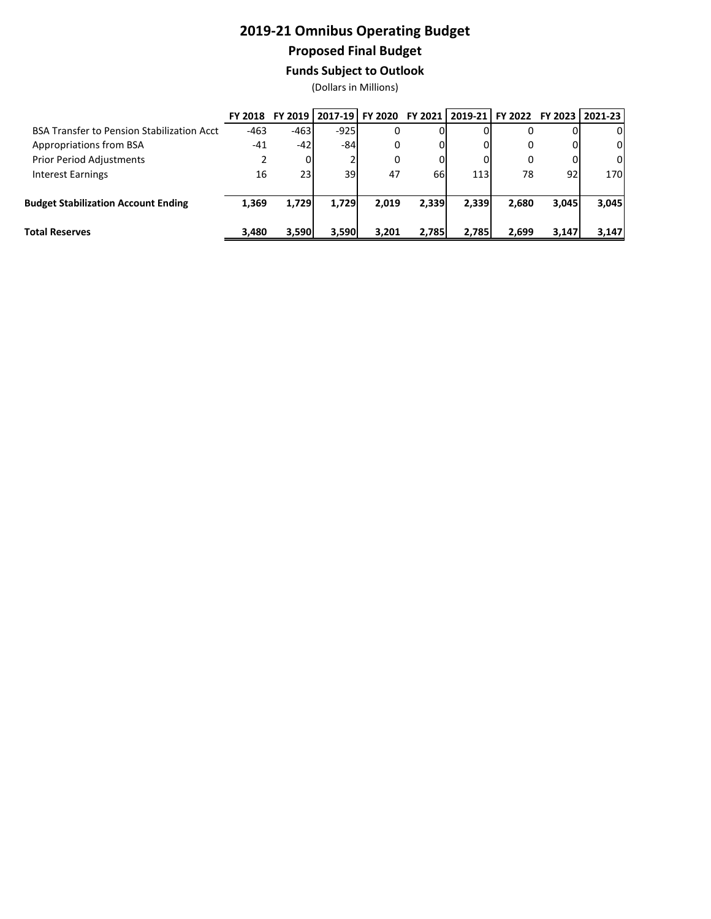# 2019-21 Omnibus Operating Budget

## Proposed Final Budget

### Funds Subject to Outlook

(Dollars in Millions)

| | FY 2018 | FY 2019 | 2017-19 | FY 2020 | FY 2021 | 2019-21 | FY 2022 | FY 2023 | 2021-23 |
|---|---|---|---|---|---|---|---|---|---|
| BSA Transfer to Pension Stabilization Acct | -463 | -463 | -925 | 0 | 0 | 0 | 0 | 0 | 0 |
| Appropriations from BSA | -41 | -42 | -84 | 0 | 0 | 0 | 0 | 0 | 0 |
| Prior Period Adjustments | 2 | 0 | 2 | 0 | 0 | 0 | 0 | 0 | 0 |
| Interest Earnings | 16 | 23 | 39 | 47 | 66 | 113 | 78 | 92 | 170 |
| **Budget Stabilization Account Ending** | **1,369** | **1,729** | **1,729** | **2,019** | **2,339** | **2,339** | **2,680** | **3,045** | **3,045** |
| **Total Reserves** | **3,480** | **3,590** | **3,590** | **3,201** | **2,785** | **2,785** | **2,699** | **3,147** | **3,147** |